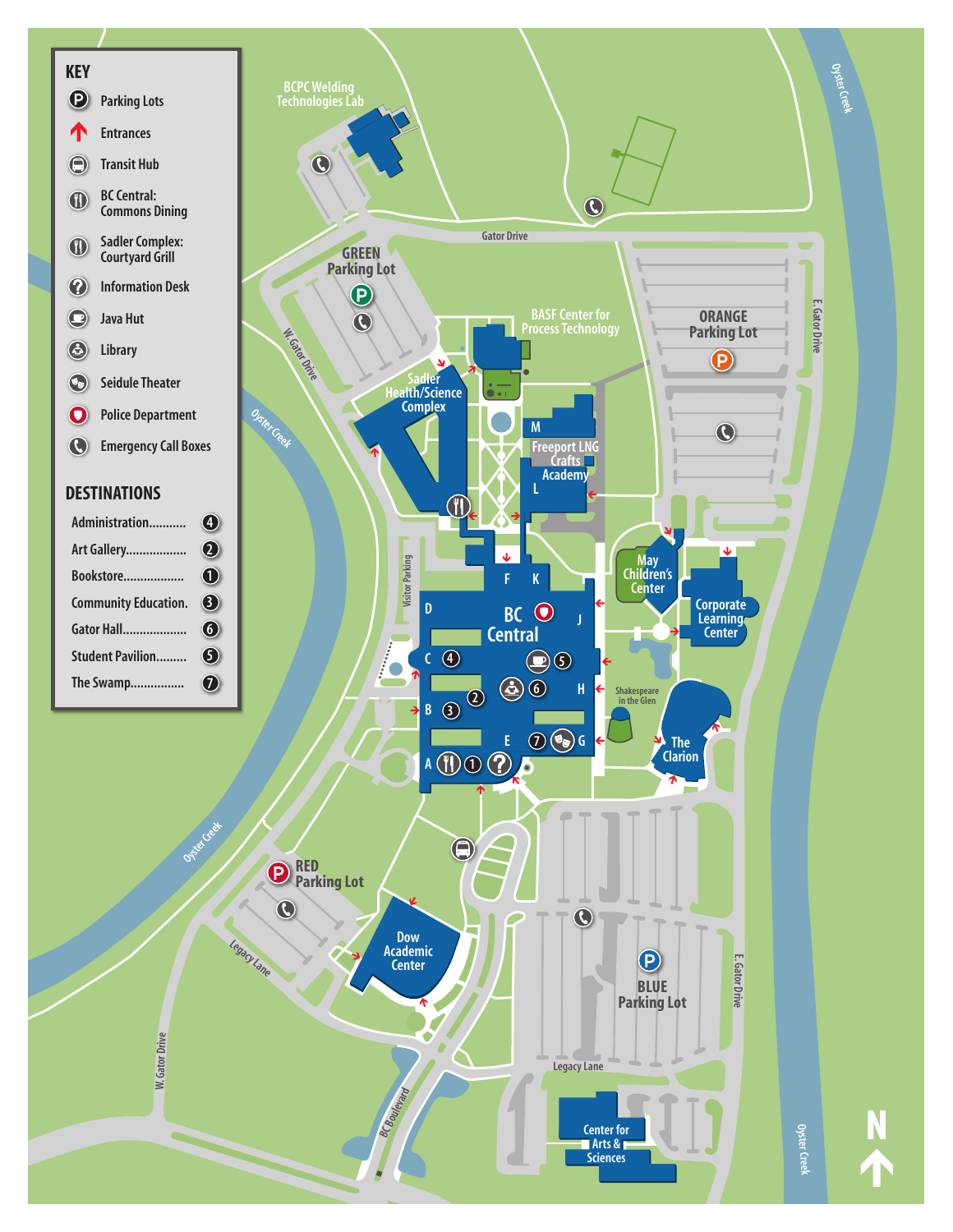## KEY

- Parking Lots
- Entrances
- Transit Hub
- BC Central: Commons Dining
- Sadler Complex: Courtyard Grill
- Information Desk
- Java Hut
- Library
- Seidule Theater
- Police Department
- Emergency Call Boxes

## DESTINATIONS

| Destination | No. |
| --- | --- |
| Administration | 4 |
| Art Gallery | 2 |
| Bookstore | 1 |
| Community Education | 3 |
| Gator Hall | 6 |
| Student Pavilion | 5 |
| The Swamp | 7 |

BCPC Welding Technologies Lab

Gator Drive

GREEN Parking Lot

BASF Center for Process Technology

ORANGE Parking Lot

E. Gator Drive

W. Gator Drive

Oyster Creek

Sadler Health/Science Complex

M

Freeport LNG Crafts Academy

L

Visitor Parking

F K

BC Central

D J

C

H

B

E G

A

May Children's Center

Corporate Learning Center

Shakespeare in the Glen

The Clarion

RED Parking Lot

Dow Academic Center

Legacy Lane

BLUE Parking Lot

BC Boulevard

Center for Arts & Sciences

N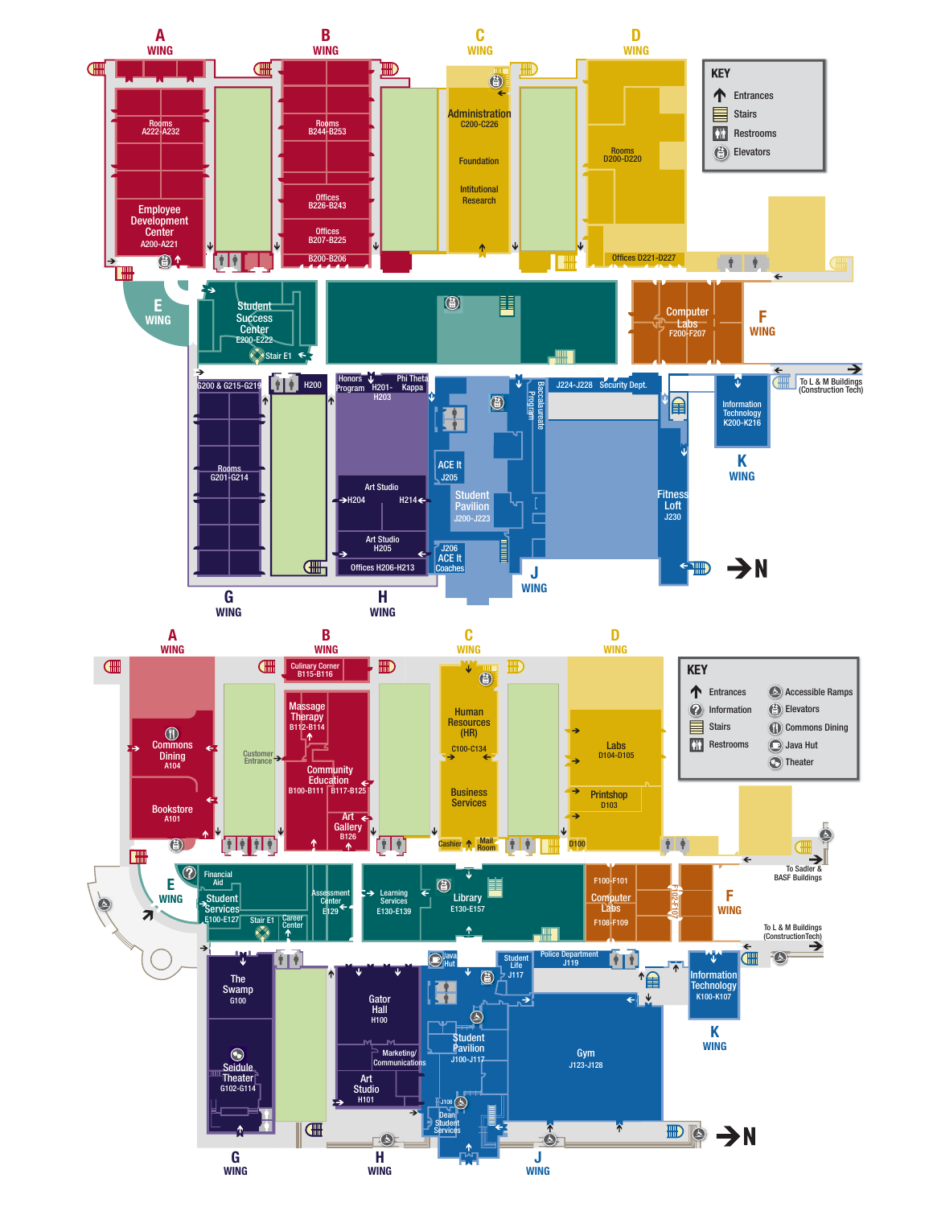## Upper Floor

A WING

B WING

C WING

D WING

**KEY**

- Entrances
- Stairs
- Restrooms
- Elevators

Rooms A222-A232

Employee Development Center A200-A221

Rooms B244-B253

Offices B226-B243

Offices B207-B225

B200-B206

Administration C200-C226

Foundation

Intitutional Research

Rooms D200-D220

Offices D221-D227

E WING

Student Success Center E200-E222

Stair E1

Computer Labs F200-F207

F WING

G200 & G215-G219

H200

Honors Program

H201-H203

Phi Theta Kappa

Baccalaureate Program

J224-J228

Security Dept.

To L & M Buildings (Construction Tech)

Information Technology K200-K216

K WING

Rooms G201-G214

Art Studio

H204

H214

Art Studio H205

Offices H206-H213

ACE It J205

Student Pavilion J200-J223

J206 ACE It Coaches

Fitness Loft J230

N

G WING

H WING

J WING

## Lower Floor

A WING

B WING

C WING

D WING

**KEY**

- Entrances
- Information
- Stairs
- Restrooms
- Accessible Ramps
- Elevators
- Commons Dining
- Java Hut
- Theater

Culinary Corner B115-B116

Commons Dining A104

Bookstore A101

Customer Entrance

Massage Therapy B112-B114

Community Education B100-B111 B117-B125

Art Gallery B126

Human Resources (HR) C100-C134

Business Services

Cashier

Mail Room

Labs D104-D105

Printshop D103

D100

To Sadler & BASF Buildings

Financial Aid

E WING

Student Services E100-E127

Stair E1

Career Center

Assessment Center E129

Learning Services E130-E139

Library E130-E157

F100-F101

Computer Labs F108-F109

F102-F107

F WING

To L & M Buildings (Construction Tech)

Java Hut

Student Life J117

Police Department J119

Information Technology K100-K107

K WING

The Swamp G100

Seidule Theater G102-G114

Gator Hall H100

Marketing/ Communications

Art Studio H101

Student Pavilion J100-J117

J108

Dean Student Services

Gym J123-J128

N

G WING

H WING

J WING